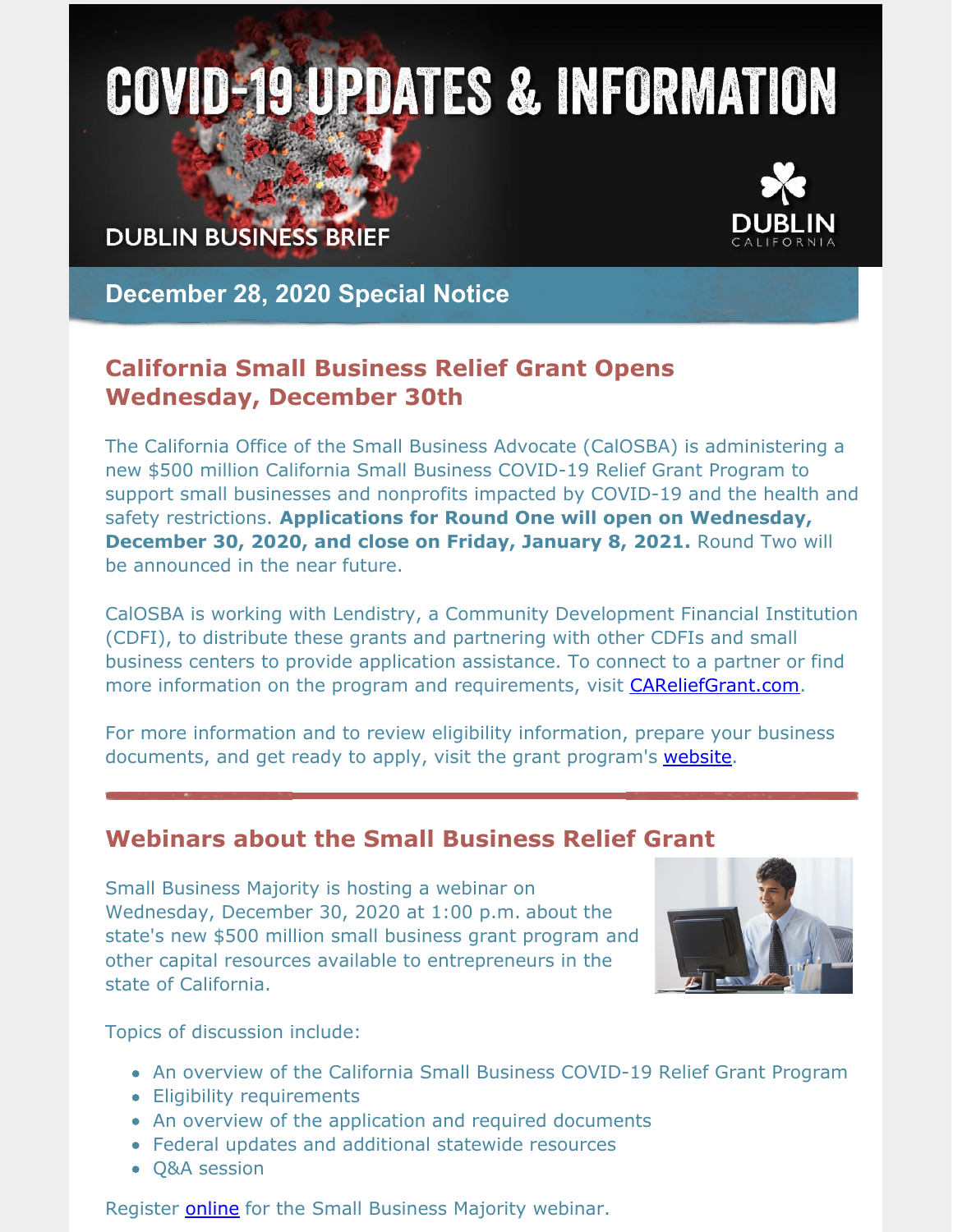# COVID-19 UPDATES & INFORMATION

DUBLIN BUSINESS BRIEF

DUBLIN CALIFORNIA

## December 28, 2020 Special Notice

### California Small Business Relief Grant Opens Wednesday, December 30th

The California Office of the Small Business Advocate (CalOSBA) is administering a new $500 million California Small Business COVID-19 Relief Grant Program to support small businesses and nonprofits impacted by COVID-19 and the health and safety restrictions. **Applications for Round One will open on Wednesday, December 30, 2020, and close on Friday, January 8, 2021.** Round Two will be announced in the near future.

CalOSBA is working with Lendistry, a Community Development Financial Institution (CDFI), to distribute these grants and partnering with other CDFIs and small business centers to provide application assistance. To connect to a partner or find more information on the program and requirements, visit CAReliefGrant.com.

For more information and to review eligibility information, prepare your business documents, and get ready to apply, visit the grant program's website.

### Webinars about the Small Business Relief Grant

Small Business Majority is hosting a webinar on Wednesday, December 30, 2020 at 1:00 p.m. about the state's new $500 million small business grant program and other capital resources available to entrepreneurs in the state of California.

Topics of discussion include:

- An overview of the California Small Business COVID-19 Relief Grant Program
- Eligibility requirements
- An overview of the application and required documents
- Federal updates and additional statewide resources
- Q&A session

Register online for the Small Business Majority webinar.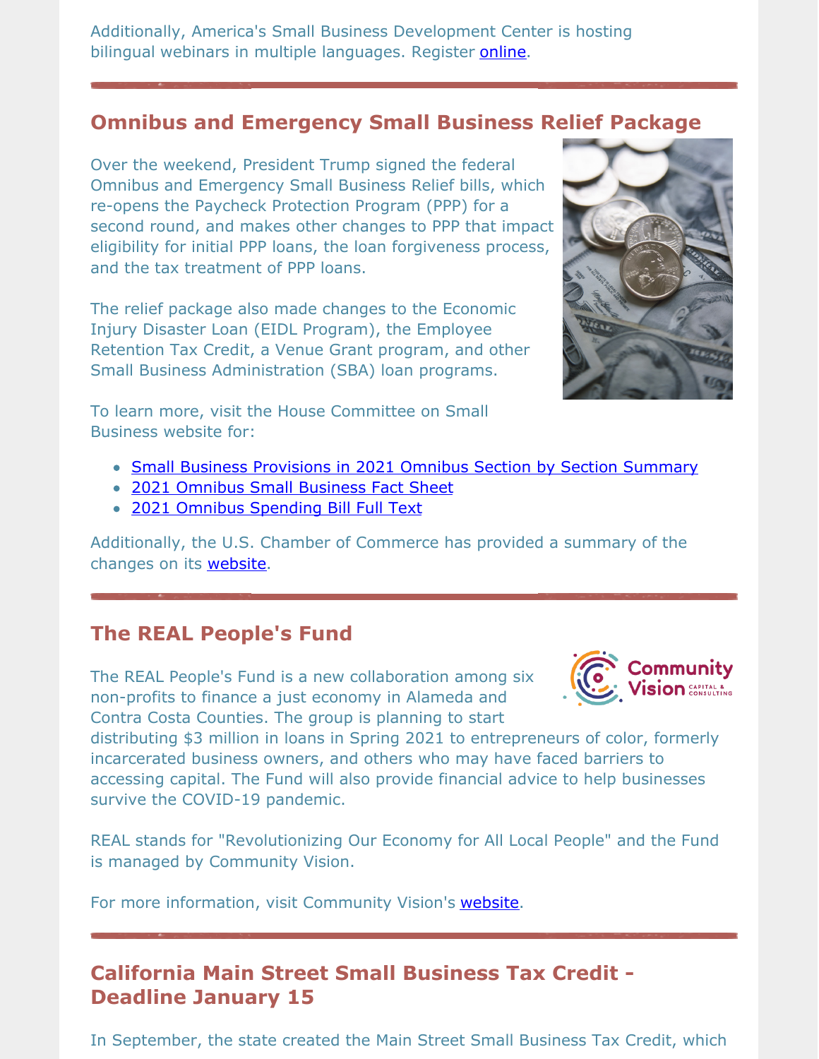Additionally, America's Small Business Development Center is hosting bilingual webinars in multiple languages. Register online.

## Omnibus and Emergency Small Business Relief Package

Over the weekend, President Trump signed the federal Omnibus and Emergency Small Business Relief bills, which re-opens the Paycheck Protection Program (PPP) for a second round, and makes other changes to PPP that impact eligibility for initial PPP loans, the loan forgiveness process, and the tax treatment of PPP loans.

The relief package also made changes to the Economic Injury Disaster Loan (EIDL Program), the Employee Retention Tax Credit, a Venue Grant program, and other Small Business Administration (SBA) loan programs.

To learn more, visit the House Committee on Small Business website for:

- Small Business Provisions in 2021 Omnibus Section by Section Summary
- 2021 Omnibus Small Business Fact Sheet
- 2021 Omnibus Spending Bill Full Text

Additionally, the U.S. Chamber of Commerce has provided a summary of the changes on its website.

## The REAL People's Fund

The REAL People's Fund is a new collaboration among six non-profits to finance a just economy in Alameda and Contra Costa Counties. The group is planning to start distributing $3 million in loans in Spring 2021 to entrepreneurs of color, formerly incarcerated business owners, and others who may have faced barriers to accessing capital. The Fund will also provide financial advice to help businesses survive the COVID-19 pandemic.

REAL stands for "Revolutionizing Our Economy for All Local People" and the Fund is managed by Community Vision.

For more information, visit Community Vision's website.

## California Main Street Small Business Tax Credit - Deadline January 15

In September, the state created the Main Street Small Business Tax Credit, which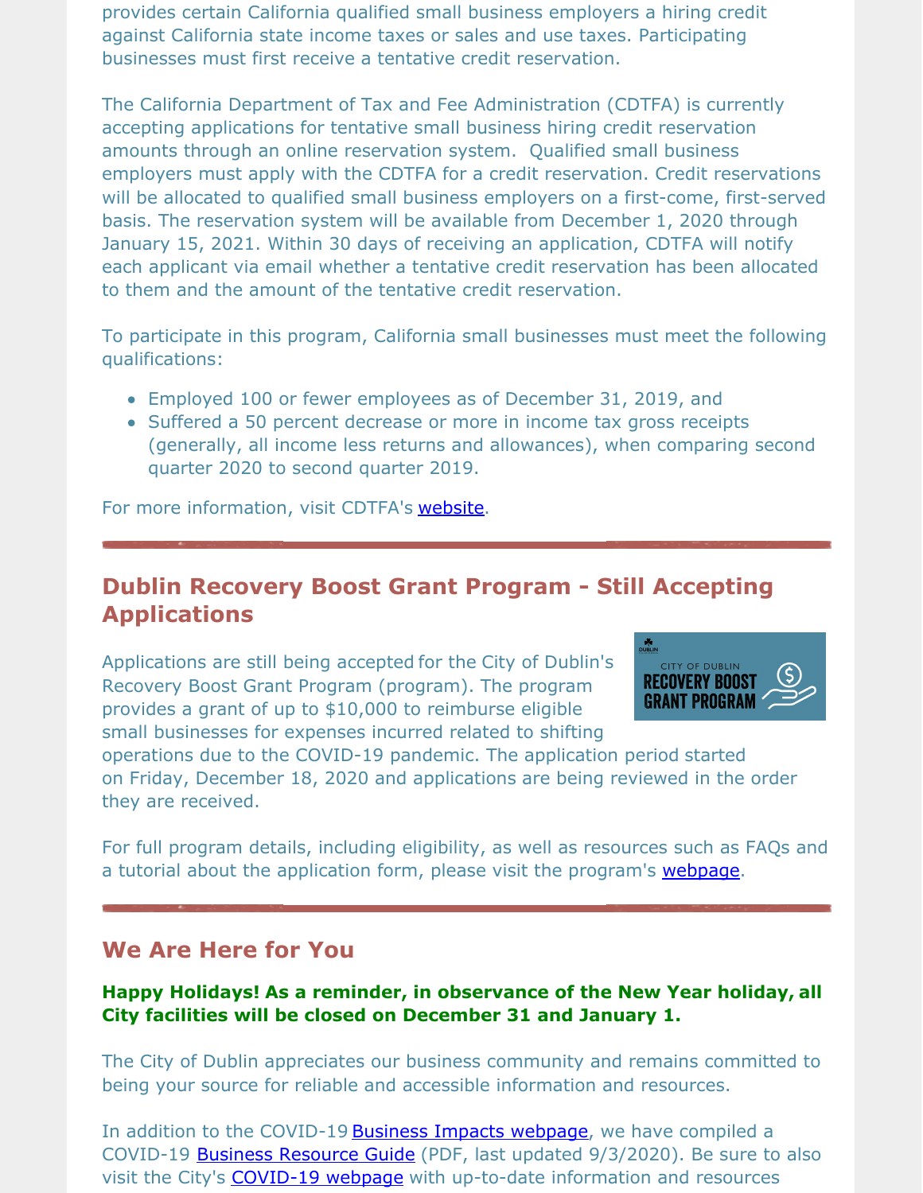provides certain California qualified small business employers a hiring credit against California state income taxes or sales and use taxes. Participating businesses must first receive a tentative credit reservation.

The California Department of Tax and Fee Administration (CDTFA) is currently accepting applications for tentative small business hiring credit reservation amounts through an online reservation system. Qualified small business employers must apply with the CDTFA for a credit reservation. Credit reservations will be allocated to qualified small business employers on a first-come, first-served basis. The reservation system will be available from December 1, 2020 through January 15, 2021. Within 30 days of receiving an application, CDTFA will notify each applicant via email whether a tentative credit reservation has been allocated to them and the amount of the tentative credit reservation.

To participate in this program, California small businesses must meet the following qualifications:

- Employed 100 or fewer employees as of December 31, 2019, and
- Suffered a 50 percent decrease or more in income tax gross receipts (generally, all income less returns and allowances), when comparing second quarter 2020 to second quarter 2019.

For more information, visit CDTFA's website.

## Dublin Recovery Boost Grant Program - Still Accepting Applications

Applications are still being accepted for the City of Dublin's Recovery Boost Grant Program (program). The program provides a grant of up to $10,000 to reimburse eligible small businesses for expenses incurred related to shifting operations due to the COVID-19 pandemic. The application period started on Friday, December 18, 2020 and applications are being reviewed in the order they are received.

For full program details, including eligibility, as well as resources such as FAQs and a tutorial about the application form, please visit the program's webpage.

## We Are Here for You

**Happy Holidays! As a reminder, in observance of the New Year holiday, all City facilities will be closed on December 31 and January 1.**

The City of Dublin appreciates our business community and remains committed to being your source for reliable and accessible information and resources.

In addition to the COVID-19 Business Impacts webpage, we have compiled a COVID-19 Business Resource Guide (PDF, last updated 9/3/2020). Be sure to also visit the City's COVID-19 webpage with up-to-date information and resources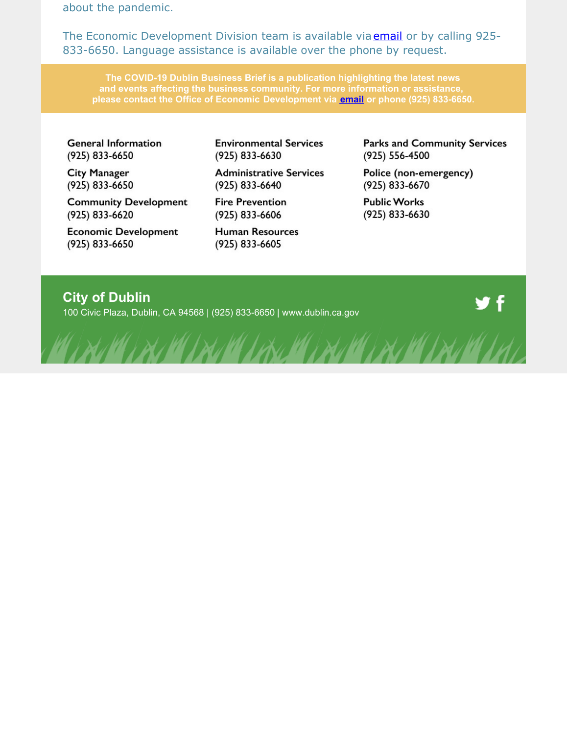about the pandemic.

The Economic Development Division team is available via email or by calling 925-833-6650. Language assistance is available over the phone by request.

**The COVID-19 Dublin Business Brief is a publication highlighting the latest news and events affecting the business community. For more information or assistance, please contact the Office of Economic Development via email or phone (925) 833-6650.**

**General Information**
(925) 833-6650

**City Manager**
(925) 833-6650

**Community Development**
(925) 833-6620

**Economic Development**
(925) 833-6650

**Environmental Services**
(925) 833-6630

**Administrative Services**
(925) 833-6640

**Fire Prevention**
(925) 833-6606

**Human Resources**
(925) 833-6605

**Parks and Community Services**
(925) 556-4500

**Police (non-emergency)**
(925) 833-6670

**Public Works**
(925) 833-6630

**City of Dublin**

100 Civic Plaza, Dublin, CA 94568 | (925) 833-6650 | www.dublin.ca.gov